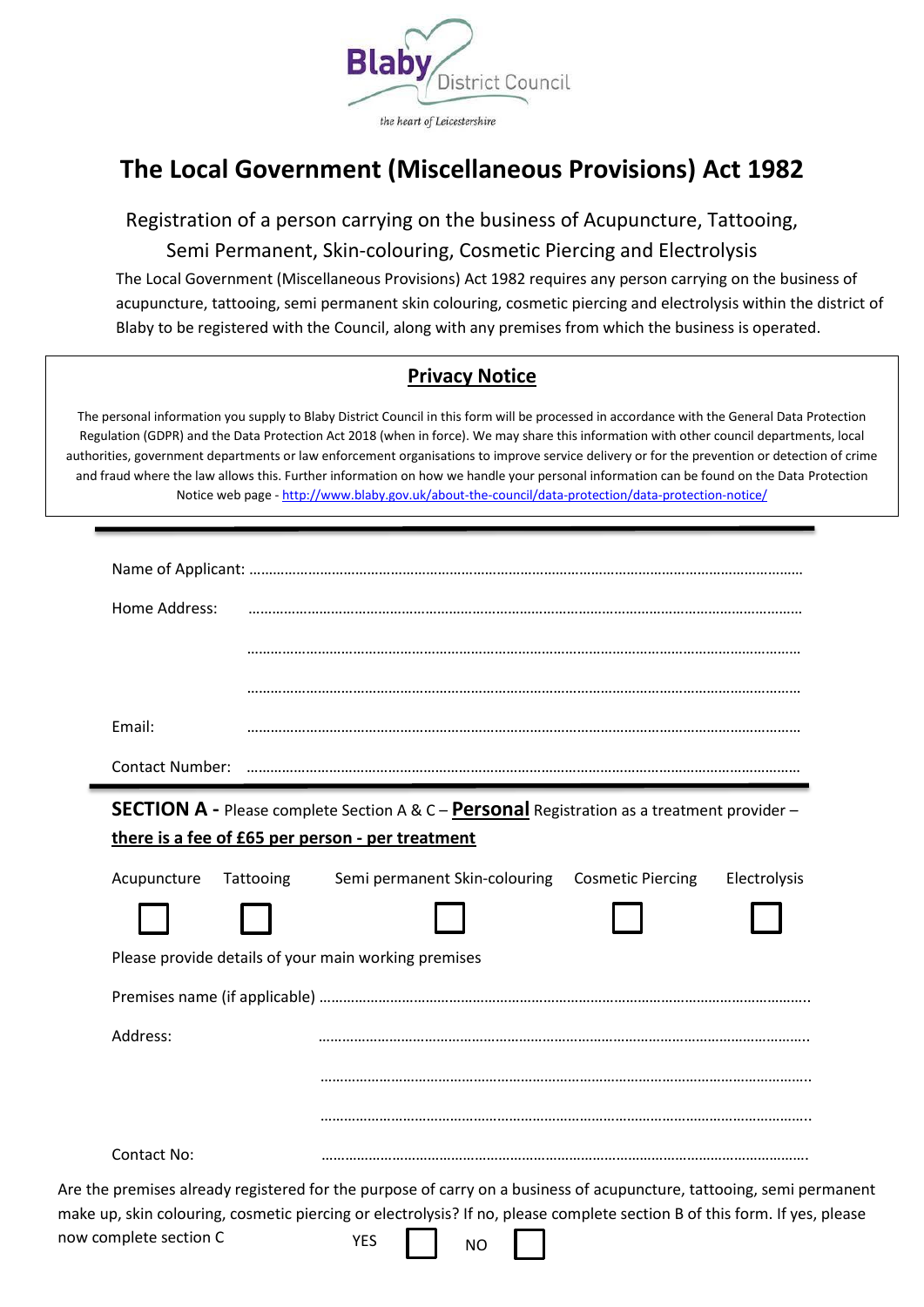Blaby District Council

*the heart of Leicestershire*

# The Local Government (Miscellaneous Provisions) Act 1982

## Registration of a person carrying on the business of Acupuncture, Tattooing, Semi Permanent, Skin-colouring, Cosmetic Piercing and Electrolysis

The Local Government (Miscellaneous Provisions) Act 1982 requires any person carrying on the business of acupuncture, tattooing, semi permanent skin colouring, cosmetic piercing and electrolysis within the district of Blaby to be registered with the Council, along with any premises from which the business is operated.

### Privacy Notice

The personal information you supply to Blaby District Council in this form will be processed in accordance with the General Data Protection Regulation (GDPR) and the Data Protection Act 2018 (when in force). We may share this information with other council departments, local authorities, government departments or law enforcement organisations to improve service delivery or for the prevention or detection of crime and fraud where the law allows this. Further information on how we handle your personal information can be found on the Data Protection Notice web page - http://www.blaby.gov.uk/about-the-council/data-protection/data-protection-notice/

---

Name of Applicant: ………………………………………………………………………………………………

Home Address: ………………………………………………………………………………………………

………………………………………………………………………………………………

………………………………………………………………………………………………

Email: ………………………………………………………………………………………………

Contact Number: ………………………………………………………………………………………………

---

**SECTION A -** Please complete Section A & C – **Personal** Registration as a treatment provider – **there is a fee of £65 per person - per treatment**

| Acupuncture | Tattooing | Semi permanent Skin-colouring | Cosmetic Piercing | Electrolysis |
|---|---|---|---|---|
| ☐ | ☐ | ☐ | ☐ | ☐ |

Please provide details of your main working premises

Premises name (if applicable) ………………………………………………………………………………………………

Address: ………………………………………………………………………………………………

………………………………………………………………………………………………

………………………………………………………………………………………………

Contact No: ………………………………………………………………………………………………

Are the premises already registered for the purpose of carry on a business of acupuncture, tattooing, semi permanent make up, skin colouring, cosmetic piercing or electrolysis? If no, please complete section B of this form. If yes, please now complete section C YES ☐ NO ☐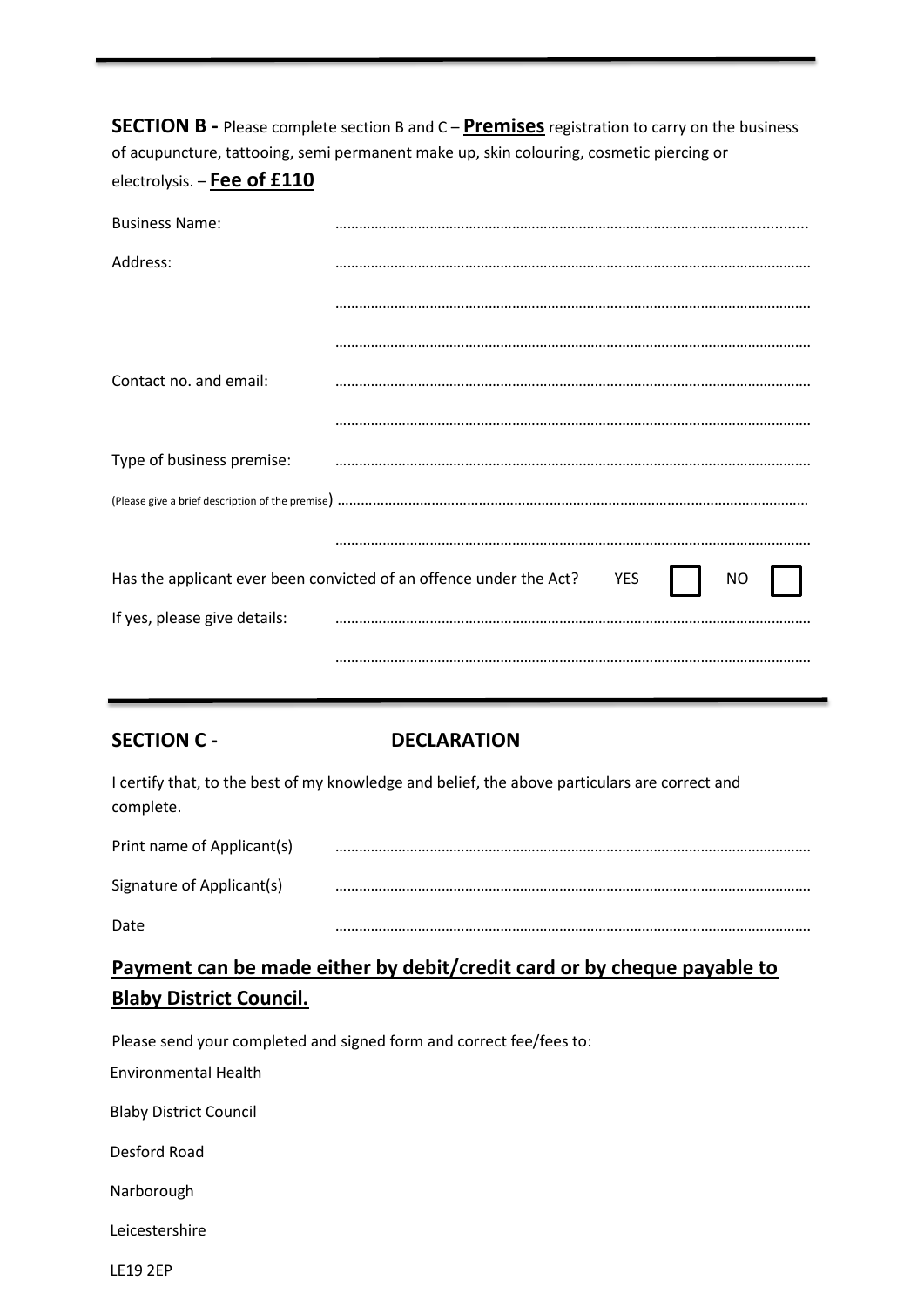**SECTION B -** Please complete section B and C – **Premises** registration to carry on the business of acupuncture, tattooing, semi permanent make up, skin colouring, cosmetic piercing or electrolysis. – **Fee of £110**

Business Name: ……………………………………………………………………………………………………….

Address: ……………………………………………………………………………………………………….

……………………………………………………………………………………………………….

……………………………………………………………………………………………………….

Contact no. and email: ……………………………………………………………………………………………………….

……………………………………………………………………………………………………….

Type of business premise: ……………………………………………………………………………………………………….

(Please give a brief description of the premise) ……………………………………………………………………………………………………….

……………………………………………………………………………………………………….

Has the applicant ever been convicted of an offence under the Act? YES ☐ NO ☐

If yes, please give details: ……………………………………………………………………………………………………….

……………………………………………………………………………………………………….

**SECTION C - DECLARATION**

I certify that, to the best of my knowledge and belief, the above particulars are correct and complete.

Print name of Applicant(s) ……………………………………………………………………………………………………….

Signature of Applicant(s) ……………………………………………………………………………………………………….

Date ……………………………………………………………………………………………………….

## **Payment can be made either by debit/credit card or by cheque payable to Blaby District Council.**

Please send your completed and signed form and correct fee/fees to:

Environmental Health

Blaby District Council

Desford Road

Narborough

Leicestershire

LE19 2EP